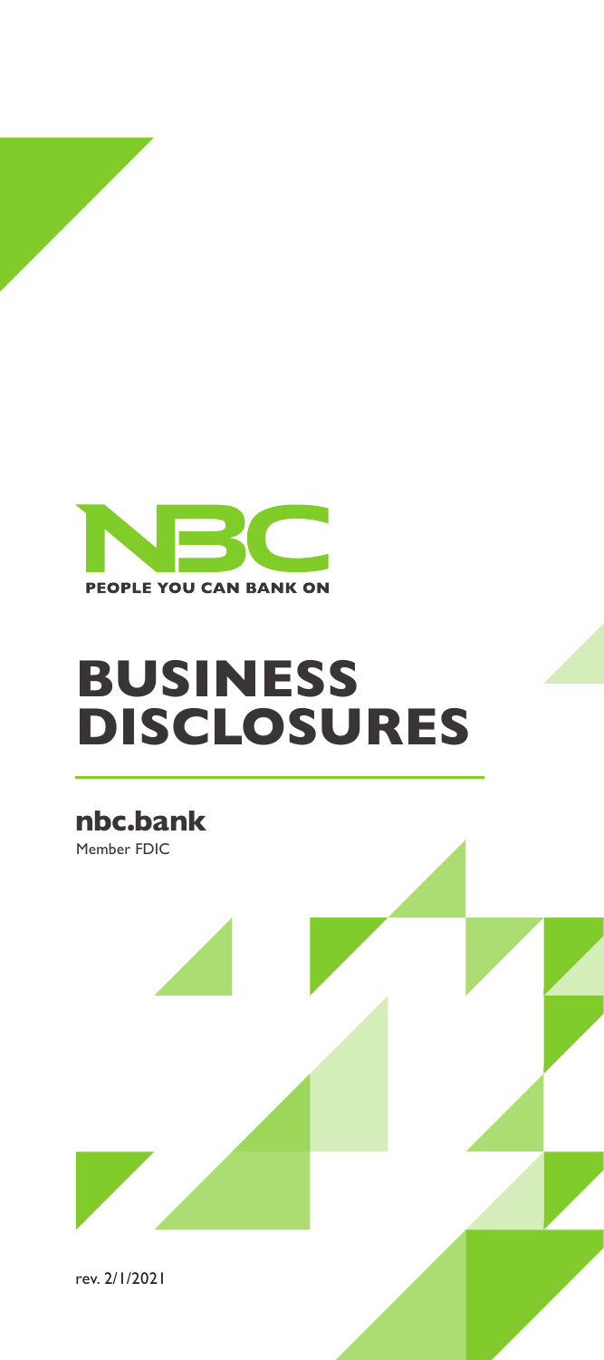NBC

PEOPLE YOU CAN BANK ON

# BUSINESS DISCLOSURES

**nbc.bank**

Member FDIC

rev. 2/1/2021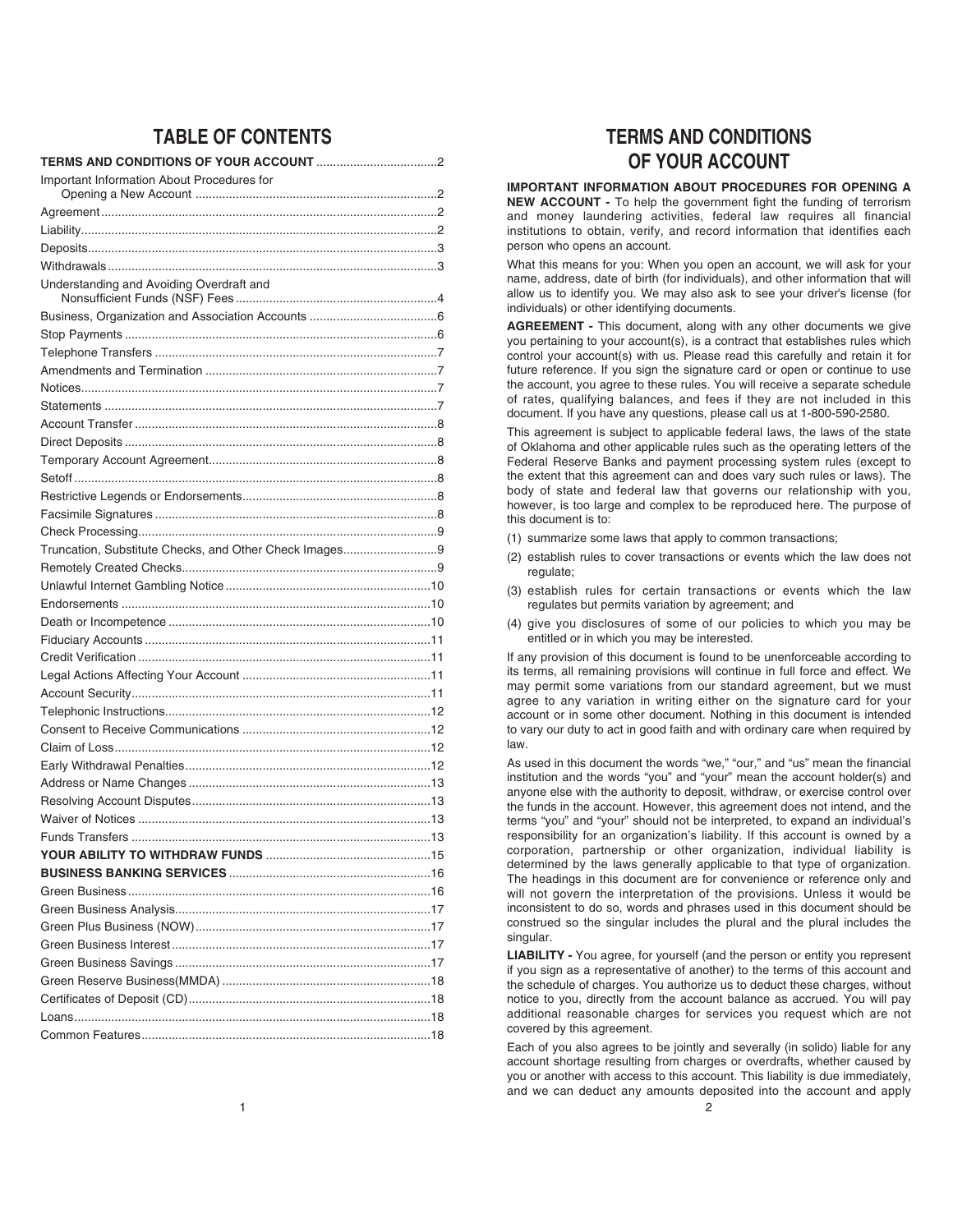# TABLE OF CONTENTS

**TERMS AND CONDITIONS OF YOUR ACCOUNT** .....2
- Important Information About Procedures for Opening a New Account .....2
- Agreement .....2
- Liability .....2
- Deposits .....3
- Withdrawals .....3
- Understanding and Avoiding Overdraft and Nonsufficient Funds (NSF) Fees .....4
- Business, Organization and Association Accounts .....6
- Stop Payments .....6
- Telephone Transfers .....7
- Amendments and Termination .....7
- Notices .....7
- Statements .....7
- Account Transfer .....8
- Direct Deposits .....8
- Temporary Account Agreement .....8
- Setoff .....8
- Restrictive Legends or Endorsements .....8
- Facsimile Signatures .....8
- Check Processing .....9
- Truncation, Substitute Checks, and Other Check Images .....9
- Remotely Created Checks .....9
- Unlawful Internet Gambling Notice .....10
- Endorsements .....10
- Death or Incompetence .....10
- Fiduciary Accounts .....11
- Credit Verification .....11
- Legal Actions Affecting Your Account .....11
- Account Security .....11
- Telephonic Instructions .....12
- Consent to Receive Communications .....12
- Claim of Loss .....12
- Early Withdrawal Penalties .....12
- Address or Name Changes .....13
- Resolving Account Disputes .....13
- Waiver of Notices .....13
- Funds Transfers .....13

**YOUR ABILITY TO WITHDRAW FUNDS** .....15

**BUSINESS BANKING SERVICES** .....16
- Green Business .....16
- Green Business Analysis .....17
- Green Plus Business (NOW) .....17
- Green Business Interest .....17
- Green Business Savings .....17
- Green Reserve Business(MMDA) .....18
- Certificates of Deposit (CD) .....18
- Loans .....18
- Common Features .....18

# TERMS AND CONDITIONS OF YOUR ACCOUNT

**IMPORTANT INFORMATION ABOUT PROCEDURES FOR OPENING A NEW ACCOUNT -** To help the government fight the funding of terrorism and money laundering activities, federal law requires all financial institutions to obtain, verify, and record information that identifies each person who opens an account.

What this means for you: When you open an account, we will ask for your name, address, date of birth (for individuals), and other information that will allow us to identify you. We may also ask to see your driver's license (for individuals) or other identifying documents.

**AGREEMENT -** This document, along with any other documents we give you pertaining to your account(s), is a contract that establishes rules which control your account(s) with us. Please read this carefully and retain it for future reference. If you sign the signature card or open or continue to use the account, you agree to these rules. You will receive a separate schedule of rates, qualifying balances, and fees if they are not included in this document. If you have any questions, please call us at 1-800-590-2580.

This agreement is subject to applicable federal laws, the laws of the state of Oklahoma and other applicable rules such as the operating letters of the Federal Reserve Banks and payment processing system rules (except to the extent that this agreement can and does vary such rules or laws). The body of state and federal law that governs our relationship with you, however, is too large and complex to be reproduced here. The purpose of this document is to:

(1) summarize some laws that apply to common transactions;
(2) establish rules to cover transactions or events which the law does not regulate;
(3) establish rules for certain transactions or events which the law regulates but permits variation by agreement; and
(4) give you disclosures of some of our policies to which you may be entitled or in which you may be interested.

If any provision of this document is found to be unenforceable according to its terms, all remaining provisions will continue in full force and effect. We may permit some variations from our standard agreement, but we must agree to any variation in writing either on the signature card for your account or in some other document. Nothing in this document is intended to vary our duty to act in good faith and with ordinary care when required by law.

As used in this document the words "we," "our," and "us" mean the financial institution and the words "you" and "your" mean the account holder(s) and anyone else with the authority to deposit, withdraw, or exercise control over the funds in the account. However, this agreement does not intend, and the terms "you" and "your" should not be interpreted, to expand an individual's responsibility for an organization's liability. If this account is owned by a corporation, partnership or other organization, individual liability is determined by the laws generally applicable to that type of organization. The headings in this document are for convenience or reference only and will not govern the interpretation of the provisions. Unless it would be inconsistent to do so, words and phrases used in this document should be construed so the singular includes the plural and the plural includes the singular.

**LIABILITY -** You agree, for yourself (and the person or entity you represent if you sign as a representative of another) to the terms of this account and the schedule of charges. You authorize us to deduct these charges, without notice to you, directly from the account balance as accrued. You will pay additional reasonable charges for services you request which are not covered by this agreement.

Each of you also agrees to be jointly and severally (in solido) liable for any account shortage resulting from charges or overdrafts, whether caused by you or another with access to this account. This liability is due immediately, and we can deduct any amounts deposited into the account and apply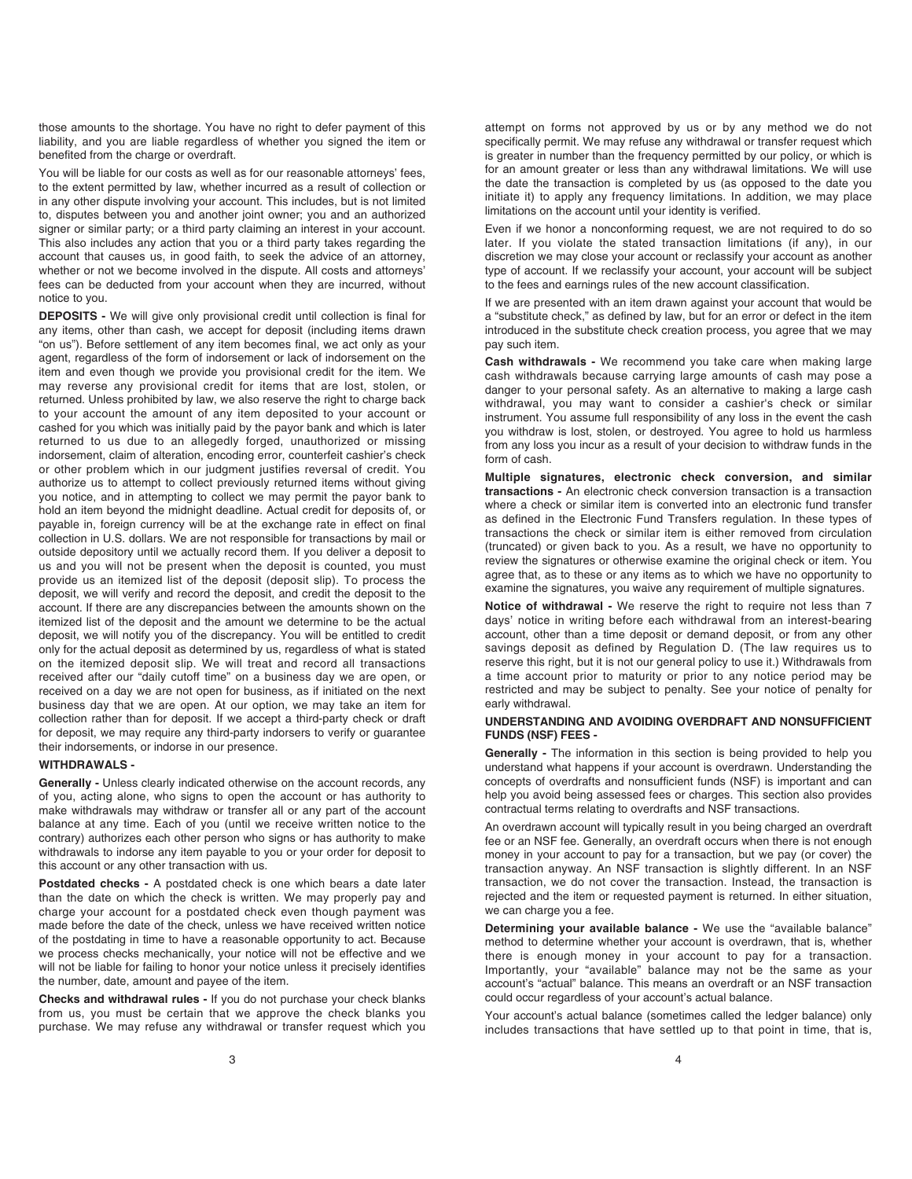those amounts to the shortage. You have no right to defer payment of this liability, and you are liable regardless of whether you signed the item or benefited from the charge or overdraft.

You will be liable for our costs as well as for our reasonable attorneys' fees, to the extent permitted by law, whether incurred as a result of collection or in any other dispute involving your account. This includes, but is not limited to, disputes between you and another joint owner; you and an authorized signer or similar party; or a third party claiming an interest in your account. This also includes any action that you or a third party takes regarding the account that causes us, in good faith, to seek the advice of an attorney, whether or not we become involved in the dispute. All costs and attorneys' fees can be deducted from your account when they are incurred, without notice to you.

**DEPOSITS -** We will give only provisional credit until collection is final for any items, other than cash, we accept for deposit (including items drawn "on us"). Before settlement of any item becomes final, we act only as your agent, regardless of the form of indorsement or lack of indorsement on the item and even though we provide you provisional credit for the item. We may reverse any provisional credit for items that are lost, stolen, or returned. Unless prohibited by law, we also reserve the right to charge back to your account the amount of any item deposited to your account or cashed for you which was initially paid by the payor bank and which is later returned to us due to an allegedly forged, unauthorized or missing indorsement, claim of alteration, encoding error, counterfeit cashier's check or other problem which in our judgment justifies reversal of credit. You authorize us to attempt to collect previously returned items without giving you notice, and in attempting to collect we may permit the payor bank to hold an item beyond the midnight deadline. Actual credit for deposits of, or payable in, foreign currency will be at the exchange rate in effect on final collection in U.S. dollars. We are not responsible for transactions by mail or outside depository until we actually record them. If you deliver a deposit to us and you will not be present when the deposit is counted, you must provide us an itemized list of the deposit (deposit slip). To process the deposit, we will verify and record the deposit, and credit the deposit to the account. If there are any discrepancies between the amounts shown on the itemized list of the deposit and the amount we determine to be the actual deposit, we will notify you of the discrepancy. You will be entitled to credit only for the actual deposit as determined by us, regardless of what is stated on the itemized deposit slip. We will treat and record all transactions received after our "daily cutoff time" on a business day we are open, or received on a day we are not open for business, as if initiated on the next business day that we are open. At our option, we may take an item for collection rather than for deposit. If we accept a third-party check or draft for deposit, we may require any third-party indorsers to verify or guarantee their indorsements, or indorse in our presence.

**WITHDRAWALS -**

**Generally -** Unless clearly indicated otherwise on the account records, any of you, acting alone, who signs to open the account or has authority to make withdrawals may withdraw or transfer all or any part of the account balance at any time. Each of you (until we receive written notice to the contrary) authorizes each other person who signs or has authority to make withdrawals to indorse any item payable to you or your order for deposit to this account or any other transaction with us.

**Postdated checks -** A postdated check is one which bears a date later than the date on which the check is written. We may properly pay and charge your account for a postdated check even though payment was made before the date of the check, unless we have received written notice of the postdating in time to have a reasonable opportunity to act. Because we process checks mechanically, your notice will not be effective and we will not be liable for failing to honor your notice unless it precisely identifies the number, date, amount and payee of the item.

**Checks and withdrawal rules -** If you do not purchase your check blanks from us, you must be certain that we approve the check blanks you purchase. We may refuse any withdrawal or transfer request which you attempt on forms not approved by us or by any method we do not specifically permit. We may refuse any withdrawal or transfer request which is greater in number than the frequency permitted by our policy, or which is for an amount greater or less than any withdrawal limitations. We will use the date the transaction is completed by us (as opposed to the date you initiate it) to apply any frequency limitations. In addition, we may place limitations on the account until your identity is verified.

Even if we honor a nonconforming request, we are not required to do so later. If you violate the stated transaction limitations (if any), in our discretion we may close your account or reclassify your account as another type of account. If we reclassify your account, your account will be subject to the fees and earnings rules of the new account classification.

If we are presented with an item drawn against your account that would be a "substitute check," as defined by law, but for an error or defect in the item introduced in the substitute check creation process, you agree that we may pay such item.

**Cash withdrawals -** We recommend you take care when making large cash withdrawals because carrying large amounts of cash may pose a danger to your personal safety. As an alternative to making a large cash withdrawal, you may want to consider a cashier's check or similar instrument. You assume full responsibility of any loss in the event the cash you withdraw is lost, stolen, or destroyed. You agree to hold us harmless from any loss you incur as a result of your decision to withdraw funds in the form of cash.

**Multiple signatures, electronic check conversion, and similar transactions -** An electronic check conversion transaction is a transaction where a check or similar item is converted into an electronic fund transfer as defined in the Electronic Fund Transfers regulation. In these types of transactions the check or similar item is either removed from circulation (truncated) or given back to you. As a result, we have no opportunity to review the signatures or otherwise examine the original check or item. You agree that, as to these or any items as to which we have no opportunity to examine the signatures, you waive any requirement of multiple signatures.

**Notice of withdrawal -** We reserve the right to require not less than 7 days' notice in writing before each withdrawal from an interest-bearing account, other than a time deposit or demand deposit, or from any other savings deposit as defined by Regulation D. (The law requires us to reserve this right, but it is not our general policy to use it.) Withdrawals from a time account prior to maturity or prior to any notice period may be restricted and may be subject to penalty. See your notice of penalty for early withdrawal.

**UNDERSTANDING AND AVOIDING OVERDRAFT AND NONSUFFICIENT FUNDS (NSF) FEES -**

**Generally -** The information in this section is being provided to help you understand what happens if your account is overdrawn. Understanding the concepts of overdrafts and nonsufficient funds (NSF) is important and can help you avoid being assessed fees or charges. This section also provides contractual terms relating to overdrafts and NSF transactions.

An overdrawn account will typically result in you being charged an overdraft fee or an NSF fee. Generally, an overdraft occurs when there is not enough money in your account to pay for a transaction, but we pay (or cover) the transaction anyway. An NSF transaction is slightly different. In an NSF transaction, we do not cover the transaction. Instead, the transaction is rejected and the item or requested payment is returned. In either situation, we can charge you a fee.

**Determining your available balance -** We use the "available balance" method to determine whether your account is overdrawn, that is, whether there is enough money in your account to pay for a transaction. Importantly, your "available" balance may not be the same as your account's "actual" balance. This means an overdraft or an NSF transaction could occur regardless of your account's actual balance.

Your account's actual balance (sometimes called the ledger balance) only includes transactions that have settled up to that point in time, that is,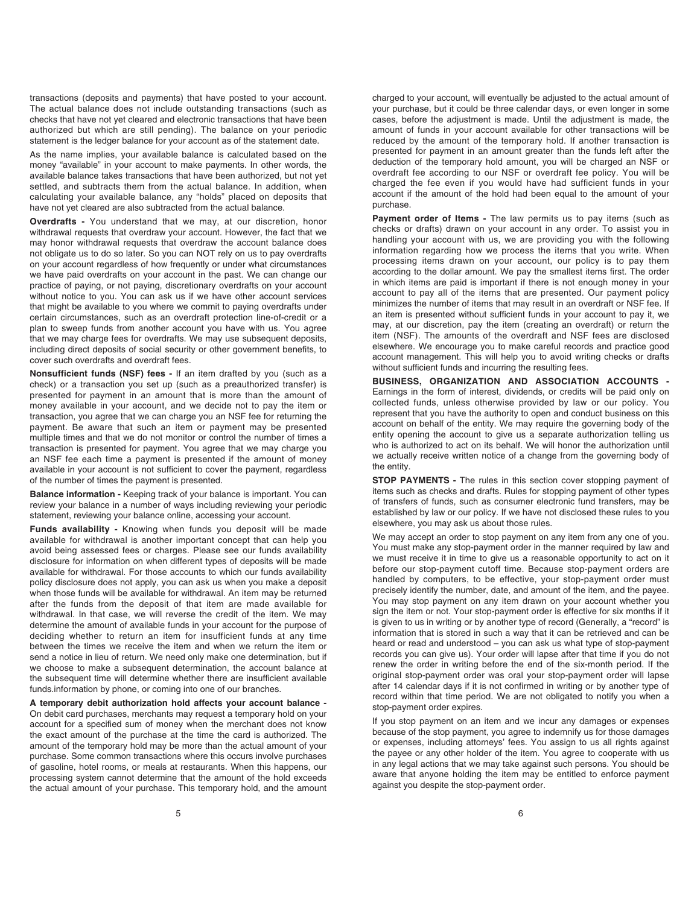transactions (deposits and payments) that have posted to your account. The actual balance does not include outstanding transactions (such as checks that have not yet cleared and electronic transactions that have been authorized but which are still pending). The balance on your periodic statement is the ledger balance for your account as of the statement date.

As the name implies, your available balance is calculated based on the money "available" in your account to make payments. In other words, the available balance takes transactions that have been authorized, but not yet settled, and subtracts them from the actual balance. In addition, when calculating your available balance, any "holds" placed on deposits that have not yet cleared are also subtracted from the actual balance.

**Overdrafts -** You understand that we may, at our discretion, honor withdrawal requests that overdraw your account. However, the fact that we may honor withdrawal requests that overdraw the account balance does not obligate us to do so later. So you can NOT rely on us to pay overdrafts on your account regardless of how frequently or under what circumstances we have paid overdrafts on your account in the past. We can change our practice of paying, or not paying, discretionary overdrafts on your account without notice to you. You can ask us if we have other account services that might be available to you where we commit to paying overdrafts under certain circumstances, such as an overdraft protection line-of-credit or a plan to sweep funds from another account you have with us. You agree that we may charge fees for overdrafts. We may use subsequent deposits, including direct deposits of social security or other government benefits, to cover such overdrafts and overdraft fees.

**Nonsufficient funds (NSF) fees -** If an item drafted by you (such as a check) or a transaction you set up (such as a preauthorized transfer) is presented for payment in an amount that is more than the amount of money available in your account, and we decide not to pay the item or transaction, you agree that we can charge you an NSF fee for returning the payment. Be aware that such an item or payment may be presented multiple times and that we do not monitor or control the number of times a transaction is presented for payment. You agree that we may charge you an NSF fee each time a payment is presented if the amount of money available in your account is not sufficient to cover the payment, regardless of the number of times the payment is presented.

**Balance information -** Keeping track of your balance is important. You can review your balance in a number of ways including reviewing your periodic statement, reviewing your balance online, accessing your account.

**Funds availability -** Knowing when funds you deposit will be made available for withdrawal is another important concept that can help you avoid being assessed fees or charges. Please see our funds availability disclosure for information on when different types of deposits will be made available for withdrawal. For those accounts to which our funds availability policy disclosure does not apply, you can ask us when you make a deposit when those funds will be available for withdrawal. An item may be returned after the funds from the deposit of that item are made available for withdrawal. In that case, we will reverse the credit of the item. We may determine the amount of available funds in your account for the purpose of deciding whether to return an item for insufficient funds at any time between the times we receive the item and when we return the item or send a notice in lieu of return. We need only make one determination, but if we choose to make a subsequent determination, the account balance at the subsequent time will determine whether there are insufficient available funds.information by phone, or coming into one of our branches.

**A temporary debit authorization hold affects your account balance -** On debit card purchases, merchants may request a temporary hold on your account for a specified sum of money when the merchant does not know the exact amount of the purchase at the time the card is authorized. The amount of the temporary hold may be more than the actual amount of your purchase. Some common transactions where this occurs involve purchases of gasoline, hotel rooms, or meals at restaurants. When this happens, our processing system cannot determine that the amount of the hold exceeds the actual amount of your purchase. This temporary hold, and the amount charged to your account, will eventually be adjusted to the actual amount of your purchase, but it could be three calendar days, or even longer in some cases, before the adjustment is made. Until the adjustment is made, the amount of funds in your account available for other transactions will be reduced by the amount of the temporary hold. If another transaction is presented for payment in an amount greater than the funds left after the deduction of the temporary hold amount, you will be charged an NSF or overdraft fee according to our NSF or overdraft fee policy. You will be charged the fee even if you would have had sufficient funds in your account if the amount of the hold had been equal to the amount of your purchase.

**Payment order of Items -** The law permits us to pay items (such as checks or drafts) drawn on your account in any order. To assist you in handling your account with us, we are providing you with the following information regarding how we process the items that you write. When processing items drawn on your account, our policy is to pay them according to the dollar amount. We pay the smallest items first. The order in which items are paid is important if there is not enough money in your account to pay all of the items that are presented. Our payment policy minimizes the number of items that may result in an overdraft or NSF fee. If an item is presented without sufficient funds in your account to pay it, we may, at our discretion, pay the item (creating an overdraft) or return the item (NSF). The amounts of the overdraft and NSF fees are disclosed elsewhere. We encourage you to make careful records and practice good account management. This will help you to avoid writing checks or drafts without sufficient funds and incurring the resulting fees.

**BUSINESS, ORGANIZATION AND ASSOCIATION ACCOUNTS -** Earnings in the form of interest, dividends, or credits will be paid only on collected funds, unless otherwise provided by law or our policy. You represent that you have the authority to open and conduct business on this account on behalf of the entity. We may require the governing body of the entity opening the account to give us a separate authorization telling us who is authorized to act on its behalf. We will honor the authorization until we actually receive written notice of a change from the governing body of the entity.

**STOP PAYMENTS -** The rules in this section cover stopping payment of items such as checks and drafts. Rules for stopping payment of other types of transfers of funds, such as consumer electronic fund transfers, may be established by law or our policy. If we have not disclosed these rules to you elsewhere, you may ask us about those rules.

We may accept an order to stop payment on any item from any one of you. You must make any stop-payment order in the manner required by law and we must receive it in time to give us a reasonable opportunity to act on it before our stop-payment cutoff time. Because stop-payment orders are handled by computers, to be effective, your stop-payment order must precisely identify the number, date, and amount of the item, and the payee. You may stop payment on any item drawn on your account whether you sign the item or not. Your stop-payment order is effective for six months if it is given to us in writing or by another type of record (Generally, a "record" is information that is stored in such a way that it can be retrieved and can be heard or read and understood – you can ask us what type of stop-payment records you can give us). Your order will lapse after that time if you do not renew the order in writing before the end of the six-month period. If the original stop-payment order was oral your stop-payment order will lapse after 14 calendar days if it is not confirmed in writing or by another type of record within that time period. We are not obligated to notify you when a stop-payment order expires.

If you stop payment on an item and we incur any damages or expenses because of the stop payment, you agree to indemnify us for those damages or expenses, including attorneys' fees. You assign to us all rights against the payee or any other holder of the item. You agree to cooperate with us in any legal actions that we may take against such persons. You should be aware that anyone holding the item may be entitled to enforce payment against you despite the stop-payment order.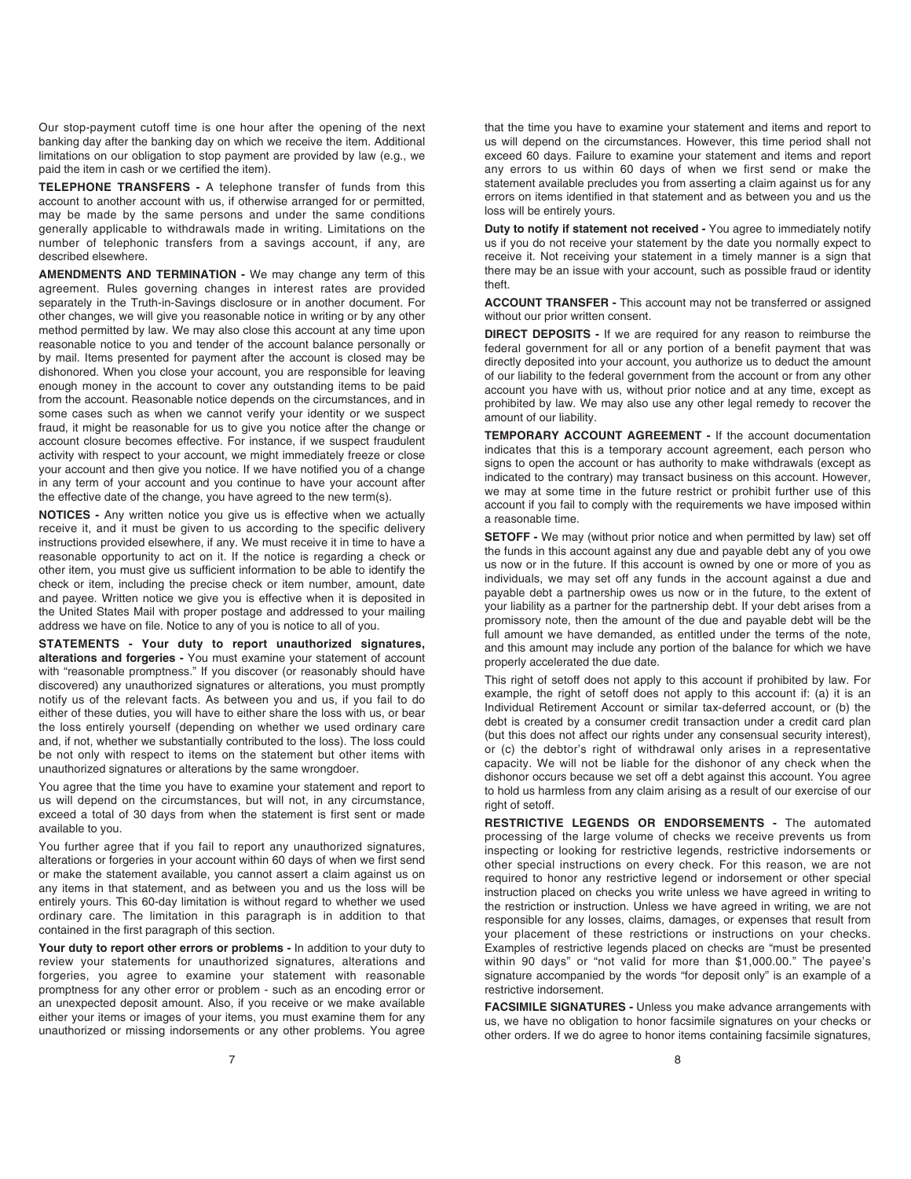Our stop-payment cutoff time is one hour after the opening of the next banking day after the banking day on which we receive the item. Additional limitations on our obligation to stop payment are provided by law (e.g., we paid the item in cash or we certified the item).

**TELEPHONE TRANSFERS -** A telephone transfer of funds from this account to another account with us, if otherwise arranged for or permitted, may be made by the same persons and under the same conditions generally applicable to withdrawals made in writing. Limitations on the number of telephonic transfers from a savings account, if any, are described elsewhere.

**AMENDMENTS AND TERMINATION -** We may change any term of this agreement. Rules governing changes in interest rates are provided separately in the Truth-in-Savings disclosure or in another document. For other changes, we will give you reasonable notice in writing or by any other method permitted by law. We may also close this account at any time upon reasonable notice to you and tender of the account balance personally or by mail. Items presented for payment after the account is closed may be dishonored. When you close your account, you are responsible for leaving enough money in the account to cover any outstanding items to be paid from the account. Reasonable notice depends on the circumstances, and in some cases such as when we cannot verify your identity or we suspect fraud, it might be reasonable for us to give you notice after the change or account closure becomes effective. For instance, if we suspect fraudulent activity with respect to your account, we might immediately freeze or close your account and then give you notice. If we have notified you of a change in any term of your account and you continue to have your account after the effective date of the change, you have agreed to the new term(s).

**NOTICES -** Any written notice you give us is effective when we actually receive it, and it must be given to us according to the specific delivery instructions provided elsewhere, if any. We must receive it in time to have a reasonable opportunity to act on it. If the notice is regarding a check or other item, you must give us sufficient information to be able to identify the check or item, including the precise check or item number, amount, date and payee. Written notice we give you is effective when it is deposited in the United States Mail with proper postage and addressed to your mailing address we have on file. Notice to any of you is notice to all of you.

**STATEMENTS - Your duty to report unauthorized signatures, alterations and forgeries -** You must examine your statement of account with "reasonable promptness." If you discover (or reasonably should have discovered) any unauthorized signatures or alterations, you must promptly notify us of the relevant facts. As between you and us, if you fail to do either of these duties, you will have to either share the loss with us, or bear the loss entirely yourself (depending on whether we used ordinary care and, if not, whether we substantially contributed to the loss). The loss could be not only with respect to items on the statement but other items with unauthorized signatures or alterations by the same wrongdoer.

You agree that the time you have to examine your statement and report to us will depend on the circumstances, but will not, in any circumstance, exceed a total of 30 days from when the statement is first sent or made available to you.

You further agree that if you fail to report any unauthorized signatures, alterations or forgeries in your account within 60 days of when we first send or make the statement available, you cannot assert a claim against us on any items in that statement, and as between you and us the loss will be entirely yours. This 60-day limitation is without regard to whether we used ordinary care. The limitation in this paragraph is in addition to that contained in the first paragraph of this section.

**Your duty to report other errors or problems -** In addition to your duty to review your statements for unauthorized signatures, alterations and forgeries, you agree to examine your statement with reasonable promptness for any other error or problem - such as an encoding error or an unexpected deposit amount. Also, if you receive or we make available either your items or images of your items, you must examine them for any unauthorized or missing indorsements or any other problems. You agree that the time you have to examine your statement and items and report to us will depend on the circumstances. However, this time period shall not exceed 60 days. Failure to examine your statement and items and report any errors to us within 60 days of when we first send or make the statement available precludes you from asserting a claim against us for any errors on items identified in that statement and as between you and us the loss will be entirely yours.

**Duty to notify if statement not received -** You agree to immediately notify us if you do not receive your statement by the date you normally expect to receive it. Not receiving your statement in a timely manner is a sign that there may be an issue with your account, such as possible fraud or identity theft.

**ACCOUNT TRANSFER -** This account may not be transferred or assigned without our prior written consent.

**DIRECT DEPOSITS -** If we are required for any reason to reimburse the federal government for all or any portion of a benefit payment that was directly deposited into your account, you authorize us to deduct the amount of our liability to the federal government from the account or from any other account you have with us, without prior notice and at any time, except as prohibited by law. We may also use any other legal remedy to recover the amount of our liability.

**TEMPORARY ACCOUNT AGREEMENT -** If the account documentation indicates that this is a temporary account agreement, each person who signs to open the account or has authority to make withdrawals (except as indicated to the contrary) may transact business on this account. However, we may at some time in the future restrict or prohibit further use of this account if you fail to comply with the requirements we have imposed within a reasonable time.

**SETOFF -** We may (without prior notice and when permitted by law) set off the funds in this account against any due and payable debt any of you owe us now or in the future. If this account is owned by one or more of you as individuals, we may set off any funds in the account against a due and payable debt a partnership owes us now or in the future, to the extent of your liability as a partner for the partnership debt. If your debt arises from a promissory note, then the amount of the due and payable debt will be the full amount we have demanded, as entitled under the terms of the note, and this amount may include any portion of the balance for which we have properly accelerated the due date.

This right of setoff does not apply to this account if prohibited by law. For example, the right of setoff does not apply to this account if: (a) it is an Individual Retirement Account or similar tax-deferred account, or (b) the debt is created by a consumer credit transaction under a credit card plan (but this does not affect our rights under any consensual security interest), or (c) the debtor's right of withdrawal only arises in a representative capacity. We will not be liable for the dishonor of any check when the dishonor occurs because we set off a debt against this account. You agree to hold us harmless from any claim arising as a result of our exercise of our right of setoff.

**RESTRICTIVE LEGENDS OR ENDORSEMENTS -** The automated processing of the large volume of checks we receive prevents us from inspecting or looking for restrictive legends, restrictive indorsements or other special instructions on every check. For this reason, we are not required to honor any restrictive legend or indorsement or other special instruction placed on checks you write unless we have agreed in writing to the restriction or instruction. Unless we have agreed in writing, we are not responsible for any losses, claims, damages, or expenses that result from your placement of these restrictions or instructions on your checks. Examples of restrictive legends placed on checks are "must be presented within 90 days" or "not valid for more than $1,000.00." The payee's signature accompanied by the words "for deposit only" is an example of a restrictive indorsement.

**FACSIMILE SIGNATURES -** Unless you make advance arrangements with us, we have no obligation to honor facsimile signatures on your checks or other orders. If we do agree to honor items containing facsimile signatures,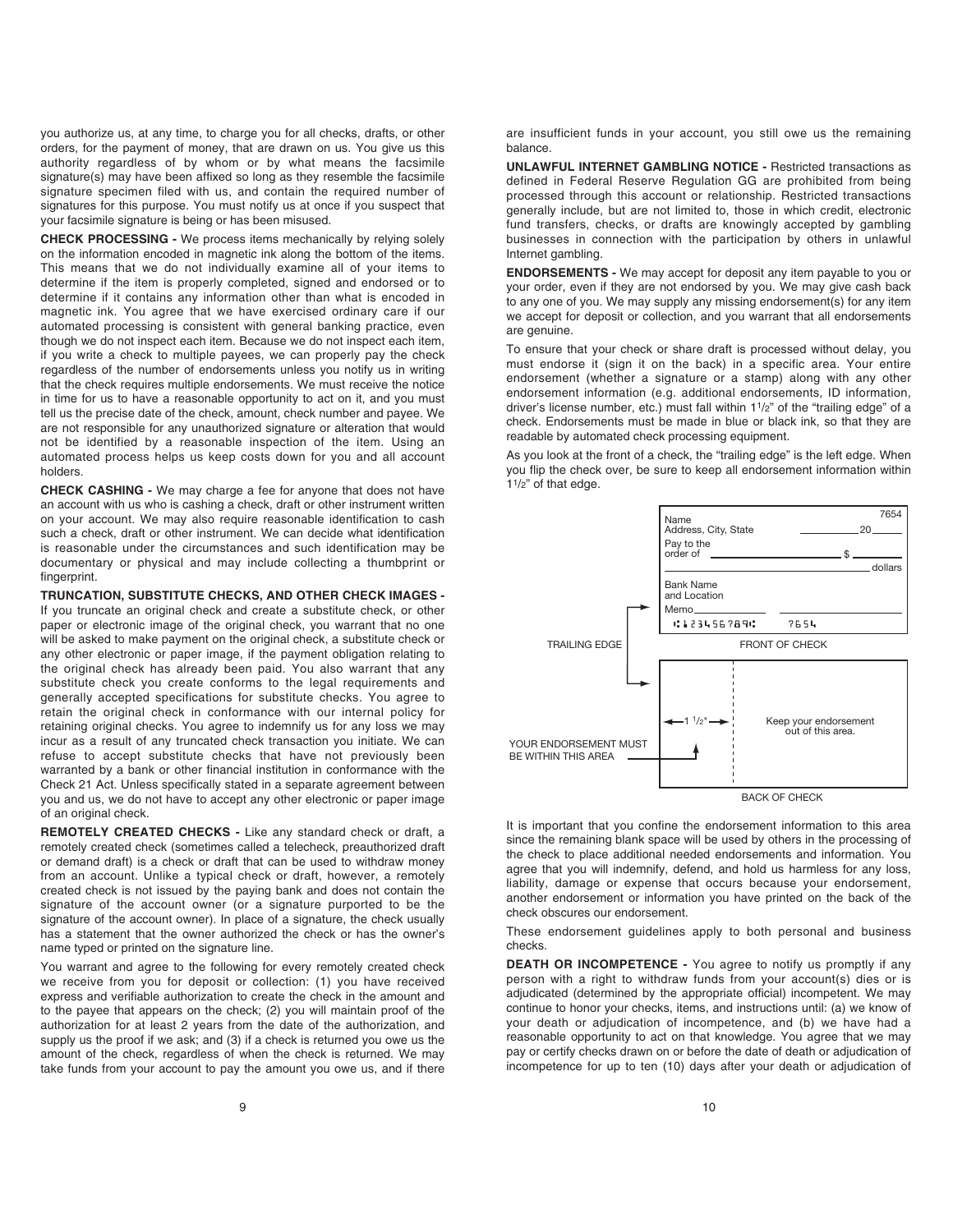you authorize us, at any time, to charge you for all checks, drafts, or other orders, for the payment of money, that are drawn on us. You give us this authority regardless of by whom or by what means the facsimile signature(s) may have been affixed so long as they resemble the facsimile signature specimen filed with us, and contain the required number of signatures for this purpose. You must notify us at once if you suspect that your facsimile signature is being or has been misused.

**CHECK PROCESSING -** We process items mechanically by relying solely on the information encoded in magnetic ink along the bottom of the items. This means that we do not individually examine all of your items to determine if the item is properly completed, signed and endorsed or to determine if it contains any information other than what is encoded in magnetic ink. You agree that we have exercised ordinary care if our automated processing is consistent with general banking practice, even though we do not inspect each item. Because we do not inspect each item, if you write a check to multiple payees, we can properly pay the check regardless of the number of endorsements unless you notify us in writing that the check requires multiple endorsements. We must receive the notice in time for us to have a reasonable opportunity to act on it, and you must tell us the precise date of the check, amount, check number and payee. We are not responsible for any unauthorized signature or alteration that would not be identified by a reasonable inspection of the item. Using an automated process helps us keep costs down for you and all account holders.

**CHECK CASHING -** We may charge a fee for anyone that does not have an account with us who is cashing a check, draft or other instrument written on your account. We may also require reasonable identification to cash such a check, draft or other instrument. We can decide what identification is reasonable under the circumstances and such identification may be documentary or physical and may include collecting a thumbprint or fingerprint.

**TRUNCATION, SUBSTITUTE CHECKS, AND OTHER CHECK IMAGES -** If you truncate an original check and create a substitute check, or other paper or electronic image of the original check, you warrant that no one will be asked to make payment on the original check, a substitute check or any other electronic or paper image, if the payment obligation relating to the original check has already been paid. You also warrant that any substitute check you create conforms to the legal requirements and generally accepted specifications for substitute checks. You agree to retain the original check in conformance with our internal policy for retaining original checks. You agree to indemnify us for any loss we may incur as a result of any truncated check transaction you initiate. We can refuse to accept substitute checks that have not previously been warranted by a bank or other financial institution in conformance with the Check 21 Act. Unless specifically stated in a separate agreement between you and us, we do not have to accept any other electronic or paper image of an original check.

**REMOTELY CREATED CHECKS -** Like any standard check or draft, a remotely created check (sometimes called a telecheck, preauthorized draft or demand draft) is a check or draft that can be used to withdraw money from an account. Unlike a typical check or draft, however, a remotely created check is not issued by the paying bank and does not contain the signature of the account owner (or a signature purported to be the signature of the account owner). In place of a signature, the check usually has a statement that the owner authorized the check or has the owner's name typed or printed on the signature line.

You warrant and agree to the following for every remotely created check we receive from you for deposit or collection: (1) you have received express and verifiable authorization to create the check in the amount and to the payee that appears on the check; (2) you will maintain proof of the authorization for at least 2 years from the date of the authorization, and supply us the proof if we ask; and (3) if a check is returned you owe us the amount of the check, regardless of when the check is returned. We may take funds from your account to pay the amount you owe us, and if there are insufficient funds in your account, you still owe us the remaining balance.

**UNLAWFUL INTERNET GAMBLING NOTICE -** Restricted transactions as defined in Federal Reserve Regulation GG are prohibited from being processed through this account or relationship. Restricted transactions generally include, but are not limited to, those in which credit, electronic fund transfers, checks, or drafts are knowingly accepted by gambling businesses in connection with the participation by others in unlawful Internet gambling.

**ENDORSEMENTS -** We may accept for deposit any item payable to you or your order, even if they are not endorsed by you. We may give cash back to any one of you. We may supply any missing endorsement(s) for any item we accept for deposit or collection, and you warrant that all endorsements are genuine.

To ensure that your check or share draft is processed without delay, you must endorse it (sign it on the back) in a specific area. Your entire endorsement (whether a signature or a stamp) along with any other endorsement information (e.g. additional endorsements, ID information, driver's license number, etc.) must fall within 1 1/2" of the "trailing edge" of a check. Endorsements must be made in blue or black ink, so that they are readable by automated check processing equipment.

As you look at the front of a check, the "trailing edge" is the left edge. When you flip the check over, be sure to keep all endorsement information within 1 1/2" of that edge.

Name 7654
Address, City, State 20
Pay to the order of $ dollars
Bank Name and Location
Memo
⑆123456789⑆ 7654

TRAILING EDGE

FRONT OF CHECK

1 1/2"

Keep your endorsement out of this area.

YOUR ENDORSEMENT MUST BE WITHIN THIS AREA

BACK OF CHECK

It is important that you confine the endorsement information to this area since the remaining blank space will be used by others in the processing of the check to place additional needed endorsements and information. You agree that you will indemnify, defend, and hold us harmless for any loss, liability, damage or expense that occurs because your endorsement, another endorsement or information you have printed on the back of the check obscures our endorsement.

These endorsement guidelines apply to both personal and business checks.

**DEATH OR INCOMPETENCE -** You agree to notify us promptly if any person with a right to withdraw funds from your account(s) dies or is adjudicated (determined by the appropriate official) incompetent. We may continue to honor your checks, items, and instructions until: (a) we know of your death or adjudication of incompetence, and (b) we have had a reasonable opportunity to act on that knowledge. You agree that we may pay or certify checks drawn on or before the date of death or adjudication of incompetence for up to ten (10) days after your death or adjudication of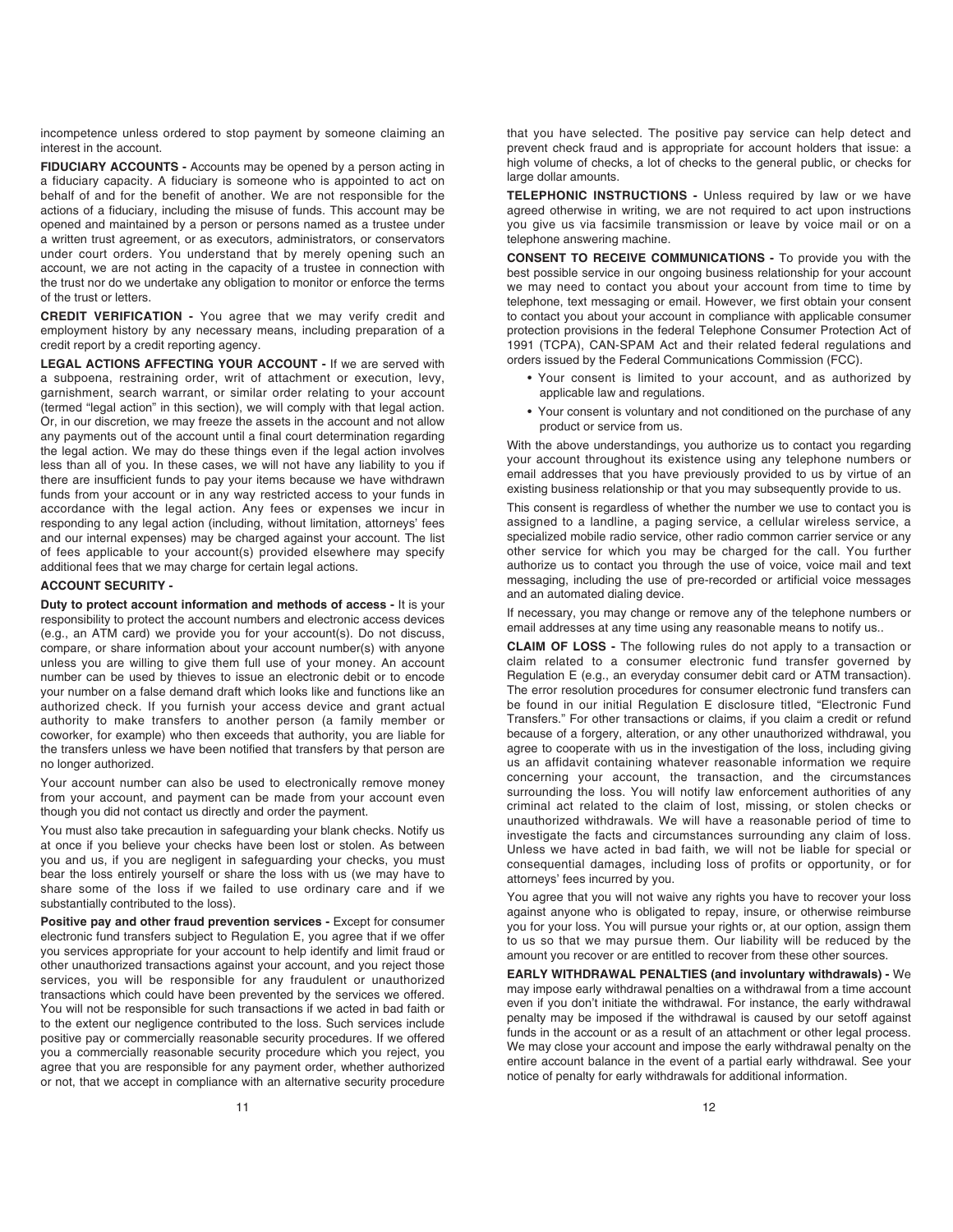incompetence unless ordered to stop payment by someone claiming an interest in the account.

**FIDUCIARY ACCOUNTS -** Accounts may be opened by a person acting in a fiduciary capacity. A fiduciary is someone who is appointed to act on behalf of and for the benefit of another. We are not responsible for the actions of a fiduciary, including the misuse of funds. This account may be opened and maintained by a person or persons named as a trustee under a written trust agreement, or as executors, administrators, or conservators under court orders. You understand that by merely opening such an account, we are not acting in the capacity of a trustee in connection with the trust nor do we undertake any obligation to monitor or enforce the terms of the trust or letters.

**CREDIT VERIFICATION -** You agree that we may verify credit and employment history by any necessary means, including preparation of a credit report by a credit reporting agency.

**LEGAL ACTIONS AFFECTING YOUR ACCOUNT -** If we are served with a subpoena, restraining order, writ of attachment or execution, levy, garnishment, search warrant, or similar order relating to your account (termed "legal action" in this section), we will comply with that legal action. Or, in our discretion, we may freeze the assets in the account and not allow any payments out of the account until a final court determination regarding the legal action. We may do these things even if the legal action involves less than all of you. In these cases, we will not have any liability to you if there are insufficient funds to pay your items because we have withdrawn funds from your account or in any way restricted access to your funds in accordance with the legal action. Any fees or expenses we incur in responding to any legal action (including, without limitation, attorneys' fees and our internal expenses) may be charged against your account. The list of fees applicable to your account(s) provided elsewhere may specify additional fees that we may charge for certain legal actions.

**ACCOUNT SECURITY -**

**Duty to protect account information and methods of access -** It is your responsibility to protect the account numbers and electronic access devices (e.g., an ATM card) we provide you for your account(s). Do not discuss, compare, or share information about your account number(s) with anyone unless you are willing to give them full use of your money. An account number can be used by thieves to issue an electronic debit or to encode your number on a false demand draft which looks like and functions like an authorized check. If you furnish your access device and grant actual authority to make transfers to another person (a family member or coworker, for example) who then exceeds that authority, you are liable for the transfers unless we have been notified that transfers by that person are no longer authorized.

Your account number can also be used to electronically remove money from your account, and payment can be made from your account even though you did not contact us directly and order the payment.

You must also take precaution in safeguarding your blank checks. Notify us at once if you believe your checks have been lost or stolen. As between you and us, if you are negligent in safeguarding your checks, you must bear the loss entirely yourself or share the loss with us (we may have to share some of the loss if we failed to use ordinary care and if we substantially contributed to the loss).

**Positive pay and other fraud prevention services -** Except for consumer electronic fund transfers subject to Regulation E, you agree that if we offer you services appropriate for your account to help identify and limit fraud or other unauthorized transactions against your account, and you reject those services, you will be responsible for any fraudulent or unauthorized transactions which could have been prevented by the services we offered. You will not be responsible for such transactions if we acted in bad faith or to the extent our negligence contributed to the loss. Such services include positive pay or commercially reasonable security procedures. If we offered you a commercially reasonable security procedure which you reject, you agree that you are responsible for any payment order, whether authorized or not, that we accept in compliance with an alternative security procedure that you have selected. The positive pay service can help detect and prevent check fraud and is appropriate for account holders that issue: a high volume of checks, a lot of checks to the general public, or checks for large dollar amounts.

**TELEPHONIC INSTRUCTIONS -** Unless required by law or we have agreed otherwise in writing, we are not required to act upon instructions you give us via facsimile transmission or leave by voice mail or on a telephone answering machine.

**CONSENT TO RECEIVE COMMUNICATIONS -** To provide you with the best possible service in our ongoing business relationship for your account we may need to contact you about your account from time to time by telephone, text messaging or email. However, we first obtain your consent to contact you about your account in compliance with applicable consumer protection provisions in the federal Telephone Consumer Protection Act of 1991 (TCPA), CAN-SPAM Act and their related federal regulations and orders issued by the Federal Communications Commission (FCC).

- Your consent is limited to your account, and as authorized by applicable law and regulations.
- Your consent is voluntary and not conditioned on the purchase of any product or service from us.

With the above understandings, you authorize us to contact you regarding your account throughout its existence using any telephone numbers or email addresses that you have previously provided to us by virtue of an existing business relationship or that you may subsequently provide to us.

This consent is regardless of whether the number we use to contact you is assigned to a landline, a paging service, a cellular wireless service, a specialized mobile radio service, other radio common carrier service or any other service for which you may be charged for the call. You further authorize us to contact you through the use of voice, voice mail and text messaging, including the use of pre-recorded or artificial voice messages and an automated dialing device.

If necessary, you may change or remove any of the telephone numbers or email addresses at any time using any reasonable means to notify us..

**CLAIM OF LOSS -** The following rules do not apply to a transaction or claim related to a consumer electronic fund transfer governed by Regulation E (e.g., an everyday consumer debit card or ATM transaction). The error resolution procedures for consumer electronic fund transfers can be found in our initial Regulation E disclosure titled, "Electronic Fund Transfers." For other transactions or claims, if you claim a credit or refund because of a forgery, alteration, or any other unauthorized withdrawal, you agree to cooperate with us in the investigation of the loss, including giving us an affidavit containing whatever reasonable information we require concerning your account, the transaction, and the circumstances surrounding the loss. You will notify law enforcement authorities of any criminal act related to the claim of lost, missing, or stolen checks or unauthorized withdrawals. We will have a reasonable period of time to investigate the facts and circumstances surrounding any claim of loss. Unless we have acted in bad faith, we will not be liable for special or consequential damages, including loss of profits or opportunity, or for attorneys' fees incurred by you.

You agree that you will not waive any rights you have to recover your loss against anyone who is obligated to repay, insure, or otherwise reimburse you for your loss. You will pursue your rights or, at our option, assign them to us so that we may pursue them. Our liability will be reduced by the amount you recover or are entitled to recover from these other sources.

**EARLY WITHDRAWAL PENALTIES (and involuntary withdrawals) -** We may impose early withdrawal penalties on a withdrawal from a time account even if you don't initiate the withdrawal. For instance, the early withdrawal penalty may be imposed if the withdrawal is caused by our setoff against funds in the account or as a result of an attachment or other legal process. We may close your account and impose the early withdrawal penalty on the entire account balance in the event of a partial early withdrawal. See your notice of penalty for early withdrawals for additional information.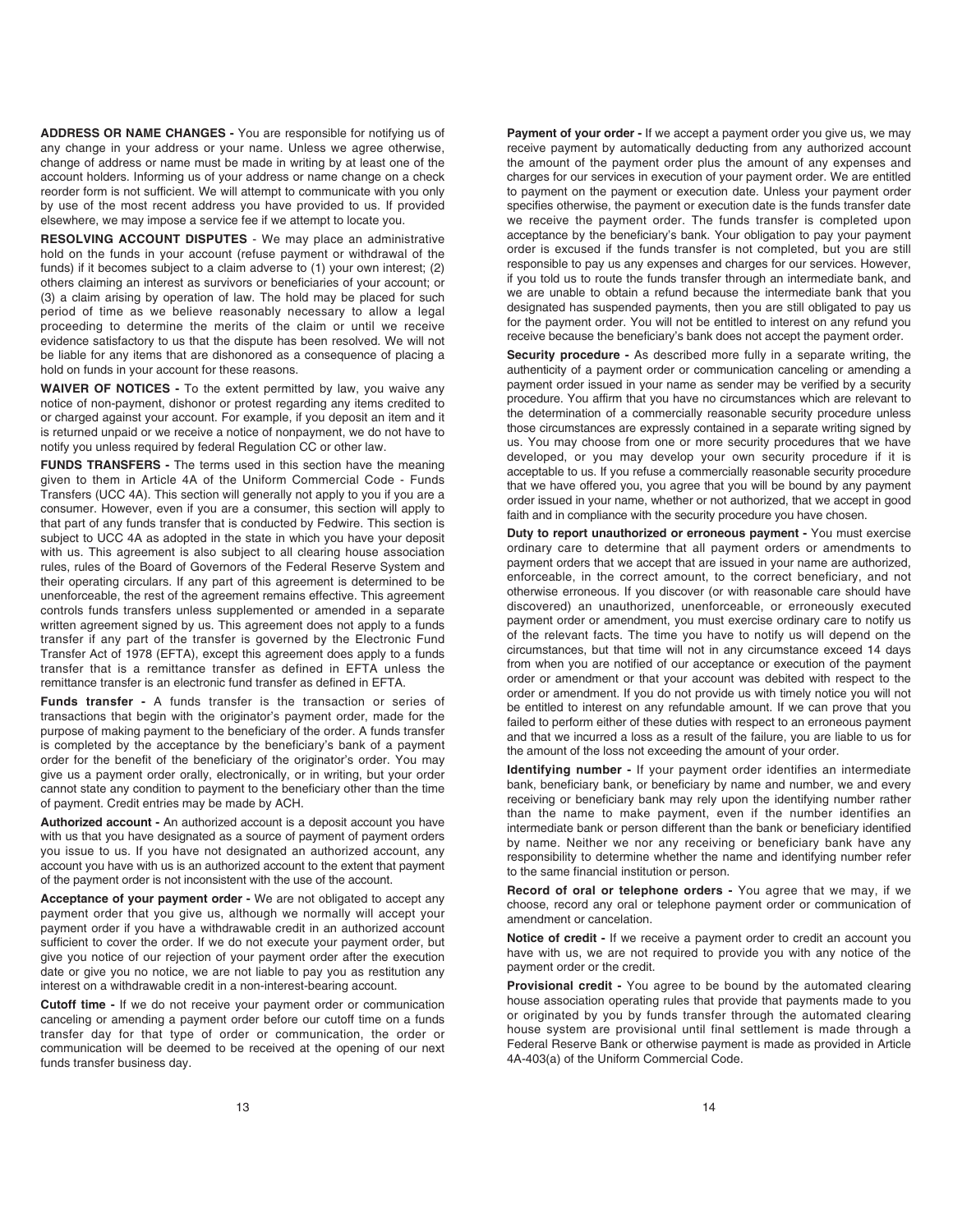**ADDRESS OR NAME CHANGES -** You are responsible for notifying us of any change in your address or your name. Unless we agree otherwise, change of address or name must be made in writing by at least one of the account holders. Informing us of your address or name change on a check reorder form is not sufficient. We will attempt to communicate with you only by use of the most recent address you have provided to us. If provided elsewhere, we may impose a service fee if we attempt to locate you.

**RESOLVING ACCOUNT DISPUTES** - We may place an administrative hold on the funds in your account (refuse payment or withdrawal of the funds) if it becomes subject to a claim adverse to (1) your own interest; (2) others claiming an interest as survivors or beneficiaries of your account; or (3) a claim arising by operation of law. The hold may be placed for such period of time as we believe reasonably necessary to allow a legal proceeding to determine the merits of the claim or until we receive evidence satisfactory to us that the dispute has been resolved. We will not be liable for any items that are dishonored as a consequence of placing a hold on funds in your account for these reasons.

**WAIVER OF NOTICES -** To the extent permitted by law, you waive any notice of non-payment, dishonor or protest regarding any items credited to or charged against your account. For example, if you deposit an item and it is returned unpaid or we receive a notice of nonpayment, we do not have to notify you unless required by federal Regulation CC or other law.

**FUNDS TRANSFERS -** The terms used in this section have the meaning given to them in Article 4A of the Uniform Commercial Code - Funds Transfers (UCC 4A). This section will generally not apply to you if you are a consumer. However, even if you are a consumer, this section will apply to that part of any funds transfer that is conducted by Fedwire. This section is subject to UCC 4A as adopted in the state in which you have your deposit with us. This agreement is also subject to all clearing house association rules, rules of the Board of Governors of the Federal Reserve System and their operating circulars. If any part of this agreement is determined to be unenforceable, the rest of the agreement remains effective. This agreement controls funds transfers unless supplemented or amended in a separate written agreement signed by us. This agreement does not apply to a funds transfer if any part of the transfer is governed by the Electronic Fund Transfer Act of 1978 (EFTA), except this agreement does apply to a funds transfer that is a remittance transfer as defined in EFTA unless the remittance transfer is an electronic fund transfer as defined in EFTA.

**Funds transfer -** A funds transfer is the transaction or series of transactions that begin with the originator's payment order, made for the purpose of making payment to the beneficiary of the order. A funds transfer is completed by the acceptance by the beneficiary's bank of a payment order for the benefit of the beneficiary of the originator's order. You may give us a payment order orally, electronically, or in writing, but your order cannot state any condition to payment to the beneficiary other than the time of payment. Credit entries may be made by ACH.

**Authorized account -** An authorized account is a deposit account you have with us that you have designated as a source of payment of payment orders you issue to us. If you have not designated an authorized account, any account you have with us is an authorized account to the extent that payment of the payment order is not inconsistent with the use of the account.

**Acceptance of your payment order -** We are not obligated to accept any payment order that you give us, although we normally will accept your payment order if you have a withdrawable credit in an authorized account sufficient to cover the order. If we do not execute your payment order, but give you notice of our rejection of your payment order after the execution date or give you no notice, we are not liable to pay you as restitution any interest on a withdrawable credit in a non-interest-bearing account.

**Cutoff time -** If we do not receive your payment order or communication canceling or amending a payment order before our cutoff time on a funds transfer day for that type of order or communication, the order or communication will be deemed to be received at the opening of our next funds transfer business day.

**Payment of your order -** If we accept a payment order you give us, we may receive payment by automatically deducting from any authorized account the amount of the payment order plus the amount of any expenses and charges for our services in execution of your payment order. We are entitled to payment on the payment or execution date. Unless your payment order specifies otherwise, the payment or execution date is the funds transfer date we receive the payment order. The funds transfer is completed upon acceptance by the beneficiary's bank. Your obligation to pay your payment order is excused if the funds transfer is not completed, but you are still responsible to pay us any expenses and charges for our services. However, if you told us to route the funds transfer through an intermediate bank, and we are unable to obtain a refund because the intermediate bank that you designated has suspended payments, then you are still obligated to pay us for the payment order. You will not be entitled to interest on any refund you receive because the beneficiary's bank does not accept the payment order.

**Security procedure -** As described more fully in a separate writing, the authenticity of a payment order or communication canceling or amending a payment order issued in your name as sender may be verified by a security procedure. You affirm that you have no circumstances which are relevant to the determination of a commercially reasonable security procedure unless those circumstances are expressly contained in a separate writing signed by us. You may choose from one or more security procedures that we have developed, or you may develop your own security procedure if it is acceptable to us. If you refuse a commercially reasonable security procedure that we have offered you, you agree that you will be bound by any payment order issued in your name, whether or not authorized, that we accept in good faith and in compliance with the security procedure you have chosen.

**Duty to report unauthorized or erroneous payment -** You must exercise ordinary care to determine that all payment orders or amendments to payment orders that we accept that are issued in your name are authorized, enforceable, in the correct amount, to the correct beneficiary, and not otherwise erroneous. If you discover (or with reasonable care should have discovered) an unauthorized, unenforceable, or erroneously executed payment order or amendment, you must exercise ordinary care to notify us of the relevant facts. The time you have to notify us will depend on the circumstances, but that time will not in any circumstance exceed 14 days from when you are notified of our acceptance or execution of the payment order or amendment or that your account was debited with respect to the order or amendment. If you do not provide us with timely notice you will not be entitled to interest on any refundable amount. If we can prove that you failed to perform either of these duties with respect to an erroneous payment and that we incurred a loss as a result of the failure, you are liable to us for the amount of the loss not exceeding the amount of your order.

**Identifying number -** If your payment order identifies an intermediate bank, beneficiary bank, or beneficiary by name and number, we and every receiving or beneficiary bank may rely upon the identifying number rather than the name to make payment, even if the number identifies an intermediate bank or person different than the bank or beneficiary identified by name. Neither we nor any receiving or beneficiary bank have any responsibility to determine whether the name and identifying number refer to the same financial institution or person.

**Record of oral or telephone orders -** You agree that we may, if we choose, record any oral or telephone payment order or communication of amendment or cancelation.

**Notice of credit -** If we receive a payment order to credit an account you have with us, we are not required to provide you with any notice of the payment order or the credit.

**Provisional credit -** You agree to be bound by the automated clearing house association operating rules that provide that payments made to you or originated by you by funds transfer through the automated clearing house system are provisional until final settlement is made through a Federal Reserve Bank or otherwise payment is made as provided in Article 4A-403(a) of the Uniform Commercial Code.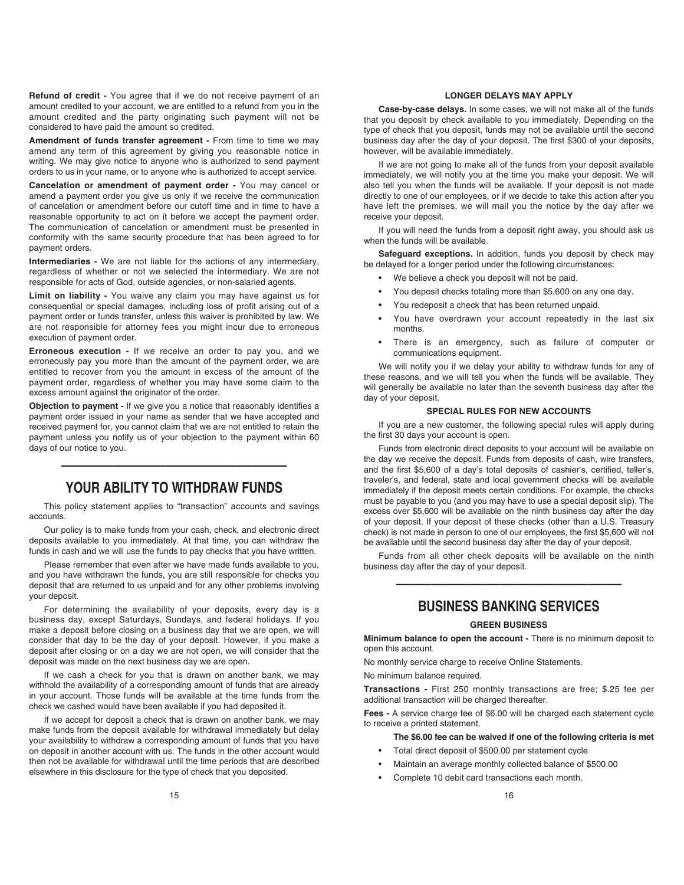**Refund of credit -** You agree that if we do not receive payment of an amount credited to your account, we are entitled to a refund from you in the amount credited and the party originating such payment will not be considered to have paid the amount so credited.

**Amendment of funds transfer agreement -** From time to time we may amend any term of this agreement by giving you reasonable notice in writing. We may give notice to anyone who is authorized to send payment orders to us in your name, or to anyone who is authorized to accept service.

**Cancelation or amendment of payment order -** You may cancel or amend a payment order you give us only if we receive the communication of cancelation or amendment before our cutoff time and in time to have a reasonable opportunity to act on it before we accept the payment order. The communication of cancelation or amendment must be presented in conformity with the same security procedure that has been agreed to for payment orders.

**Intermediaries -** We are not liable for the actions of any intermediary, regardless of whether or not we selected the intermediary. We are not responsible for acts of God, outside agencies, or non-salaried agents.

**Limit on liability -** You waive any claim you may have against us for consequential or special damages, including loss of profit arising out of a payment order or funds transfer, unless this waiver is prohibited by law. We are not responsible for attorney fees you might incur due to erroneous execution of payment order.

**Erroneous execution -** If we receive an order to pay you, and we erroneously pay you more than the amount of the payment order, we are entitled to recover from you the amount in excess of the amount of the payment order, regardless of whether you may have some claim to the excess amount against the originator of the order.

**Objection to payment -** If we give you a notice that reasonably identifies a payment order issued in your name as sender that we have accepted and received payment for, you cannot claim that we are not entitled to retain the payment unless you notify us of your objection to the payment within 60 days of our notice to you.

---

# YOUR ABILITY TO WITHDRAW FUNDS

This policy statement applies to "transaction" accounts and savings accounts.

Our policy is to make funds from your cash, check, and electronic direct deposits available to you immediately. At that time, you can withdraw the funds in cash and we will use the funds to pay checks that you have written.

Please remember that even after we have made funds available to you, and you have withdrawn the funds, you are still responsible for checks you deposit that are returned to us unpaid and for any other problems involving your deposit.

For determining the availability of your deposits, every day is a business day, except Saturdays, Sundays, and federal holidays. If you make a deposit before closing on a business day that we are open, we will consider that day to be the day of your deposit. However, if you make a deposit after closing or on a day we are not open, we will consider that the deposit was made on the next business day we are open.

If we cash a check for you that is drawn on another bank, we may withhold the availability of a corresponding amount of funds that are already in your account. Those funds will be available at the time funds from the check we cashed would have been available if you had deposited it.

If we accept for deposit a check that is drawn on another bank, we may make funds from the deposit available for withdrawal immediately but delay your availability to withdraw a corresponding amount of funds that you have on deposit in another account with us. The funds in the other account would then not be available for withdrawal until the time periods that are described elsewhere in this disclosure for the type of check that you deposited.

### LONGER DELAYS MAY APPLY

**Case-by-case delays.** In some cases, we will not make all of the funds that you deposit by check available to you immediately. Depending on the type of check that you deposit, funds may not be available until the second business day after the day of your deposit. The first $300 of your deposits, however, will be available immediately.

If we are not going to make all of the funds from your deposit available immediately, we will notify you at the time you make your deposit. We will also tell you when the funds will be available. If your deposit is not made directly to one of our employees, or if we decide to take this action after you have left the premises, we will mail you the notice by the day after we receive your deposit.

If you will need the funds from a deposit right away, you should ask us when the funds will be available.

**Safeguard exceptions.** In addition, funds you deposit by check may be delayed for a longer period under the following circumstances:

- We believe a check you deposit will not be paid.
- You deposit checks totaling more than $5,600 on any one day.
- You redeposit a check that has been returned unpaid.
- You have overdrawn your account repeatedly in the last six months.
- There is an emergency, such as failure of computer or communications equipment.

We will notify you if we delay your ability to withdraw funds for any of these reasons, and we will tell you when the funds will be available. They will generally be available no later than the seventh business day after the day of your deposit.

### SPECIAL RULES FOR NEW ACCOUNTS

If you are a new customer, the following special rules will apply during the first 30 days your account is open.

Funds from electronic direct deposits to your account will be available on the day we receive the deposit. Funds from deposits of cash, wire transfers, and the first $5,600 of a day's total deposits of cashier's, certified, teller's, traveler's, and federal, state and local government checks will be available immediately if the deposit meets certain conditions. For example, the checks must be payable to you (and you may have to use a special deposit slip). The excess over $5,600 will be available on the ninth business day after the day of your deposit. If your deposit of these checks (other than a U.S. Treasury check) is not made in person to one of our employees, the first $5,600 will not be available until the second business day after the day of your deposit.

Funds from all other check deposits will be available on the ninth business day after the day of your deposit.

---

# BUSINESS BANKING SERVICES

### GREEN BUSINESS

**Minimum balance to open the account -** There is no minimum deposit to open this account.

No monthly service charge to receive Online Statements.

No minimum balance required.

**Transactions -** First 250 monthly transactions are free; $.25 fee per additional transaction will be charged thereafter.

**Fees -** A service charge fee of $6.00 will be charged each statement cycle to receive a printed statement.

**The $6.00 fee can be waived if one of the following criteria is met**

- Total direct deposit of $500.00 per statement cycle
- Maintain an average monthly collected balance of $500.00
- Complete 10 debit card transactions each month.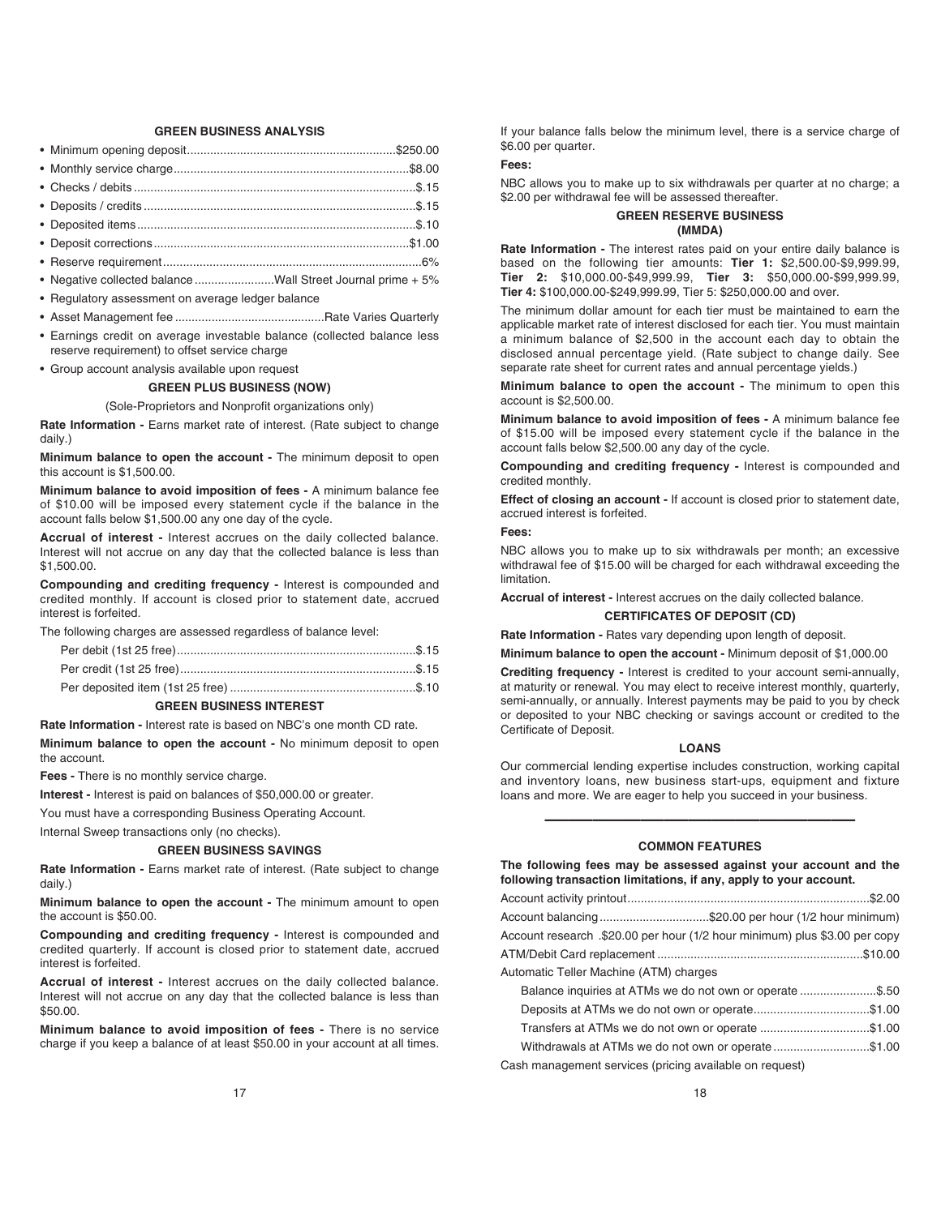### GREEN BUSINESS ANALYSIS

- Minimum opening deposit..............................................................$250.00
- Monthly service charge......................................................................$8.00
- Checks / debits ....................................................................................$.15
- Deposits / credits .................................................................................$.15
- Deposited items ...................................................................................$.10
- Deposit corrections ............................................................................$1.00
- Reserve requirement.............................................................................6%
- Negative collected balance ........................Wall Street Journal prime + 5%
- Regulatory assessment on average ledger balance
- Asset Management fee ............................................Rate Varies Quarterly
- Earnings credit on average investable balance (collected balance less reserve requirement) to offset service charge
- Group account analysis available upon request

### GREEN PLUS BUSINESS (NOW)

(Sole-Proprietors and Nonprofit organizations only)

**Rate Information -** Earns market rate of interest. (Rate subject to change daily.)

**Minimum balance to open the account -** The minimum deposit to open this account is $1,500.00.

**Minimum balance to avoid imposition of fees -** A minimum balance fee of $10.00 will be imposed every statement cycle if the balance in the account falls below $1,500.00 any one day of the cycle.

**Accrual of interest -** Interest accrues on the daily collected balance. Interest will not accrue on any day that the collected balance is less than $1,500.00.

**Compounding and crediting frequency -** Interest is compounded and credited monthly. If account is closed prior to statement date, accrued interest is forfeited.

The following charges are assessed regardless of balance level:

Per debit (1st 25 free).......................................................................$.15

Per credit (1st 25 free)......................................................................$.15

Per deposited item (1st 25 free) ........................................................$.10

### GREEN BUSINESS INTEREST

**Rate Information -** Interest rate is based on NBC's one month CD rate.

**Minimum balance to open the account -** No minimum deposit to open the account.

**Fees -** There is no monthly service charge.

**Interest -** Interest is paid on balances of $50,000.00 or greater.

You must have a corresponding Business Operating Account.

Internal Sweep transactions only (no checks).

### GREEN BUSINESS SAVINGS

**Rate Information -** Earns market rate of interest. (Rate subject to change daily.)

**Minimum balance to open the account -** The minimum amount to open the account is $50.00.

**Compounding and crediting frequency -** Interest is compounded and credited quarterly. If account is closed prior to statement date, accrued interest is forfeited.

**Accrual of interest -** Interest accrues on the daily collected balance. Interest will not accrue on any day that the collected balance is less than $50.00.

**Minimum balance to avoid imposition of fees -** There is no service charge if you keep a balance of at least $50.00 in your account at all times. If your balance falls below the minimum level, there is a service charge of $6.00 per quarter.

**Fees:**

NBC allows you to make up to six withdrawals per quarter at no charge; a $2.00 per withdrawal fee will be assessed thereafter.

### GREEN RESERVE BUSINESS (MMDA)

**Rate Information -** The interest rates paid on your entire daily balance is based on the following tier amounts: **Tier 1:** $2,500.00-$9,999.99, **Tier 2:** $10,000.00-$49,999.99, **Tier 3:** $50,000.00-$99,999.99, **Tier 4:** $100,000.00-$249,999.99, Tier 5: $250,000.00 and over.

The minimum dollar amount for each tier must be maintained to earn the applicable market rate of interest disclosed for each tier. You must maintain a minimum balance of $2,500 in the account each day to obtain the disclosed annual percentage yield. (Rate subject to change daily. See separate rate sheet for current rates and annual percentage yields.)

**Minimum balance to open the account -** The minimum to open this account is $2,500.00.

**Minimum balance to avoid imposition of fees -** A minimum balance fee of $15.00 will be imposed every statement cycle if the balance in the account falls below $2,500.00 any day of the cycle.

**Compounding and crediting frequency -** Interest is compounded and credited monthly.

**Effect of closing an account -** If account is closed prior to statement date, accrued interest is forfeited.

**Fees:**

NBC allows you to make up to six withdrawals per month; an excessive withdrawal fee of $15.00 will be charged for each withdrawal exceeding the limitation.

**Accrual of interest -** Interest accrues on the daily collected balance.

### CERTIFICATES OF DEPOSIT (CD)

**Rate Information -** Rates vary depending upon length of deposit.

**Minimum balance to open the account -** Minimum deposit of $1,000.00

**Crediting frequency -** Interest is credited to your account semi-annually, at maturity or renewal. You may elect to receive interest monthly, quarterly, semi-annually, or annually. Interest payments may be paid to you by check or deposited to your NBC checking or savings account or credited to the Certificate of Deposit.

### LOANS

Our commercial lending expertise includes construction, working capital and inventory loans, new business start-ups, equipment and fixture loans and more. We are eager to help you succeed in your business.

---

### COMMON FEATURES

**The following fees may be assessed against your account and the following transaction limitations, if any, apply to your account.**

Account activity printout........................................................................$2.00

Account balancing.................................$20.00 per hour (1/2 hour minimum)

Account research .$20.00 per hour (1/2 hour minimum) plus $3.00 per copy

ATM/Debit Card replacement .............................................................$10.00

Automatic Teller Machine (ATM) charges

Balance inquiries at ATMs we do not own or operate .......................$.50

Deposits at ATMs we do not own or operate..................................$1.00

Transfers at ATMs we do not own or operate ................................$1.00

Withdrawals at ATMs we do not own or operate............................$1.00

Cash management services (pricing available on request)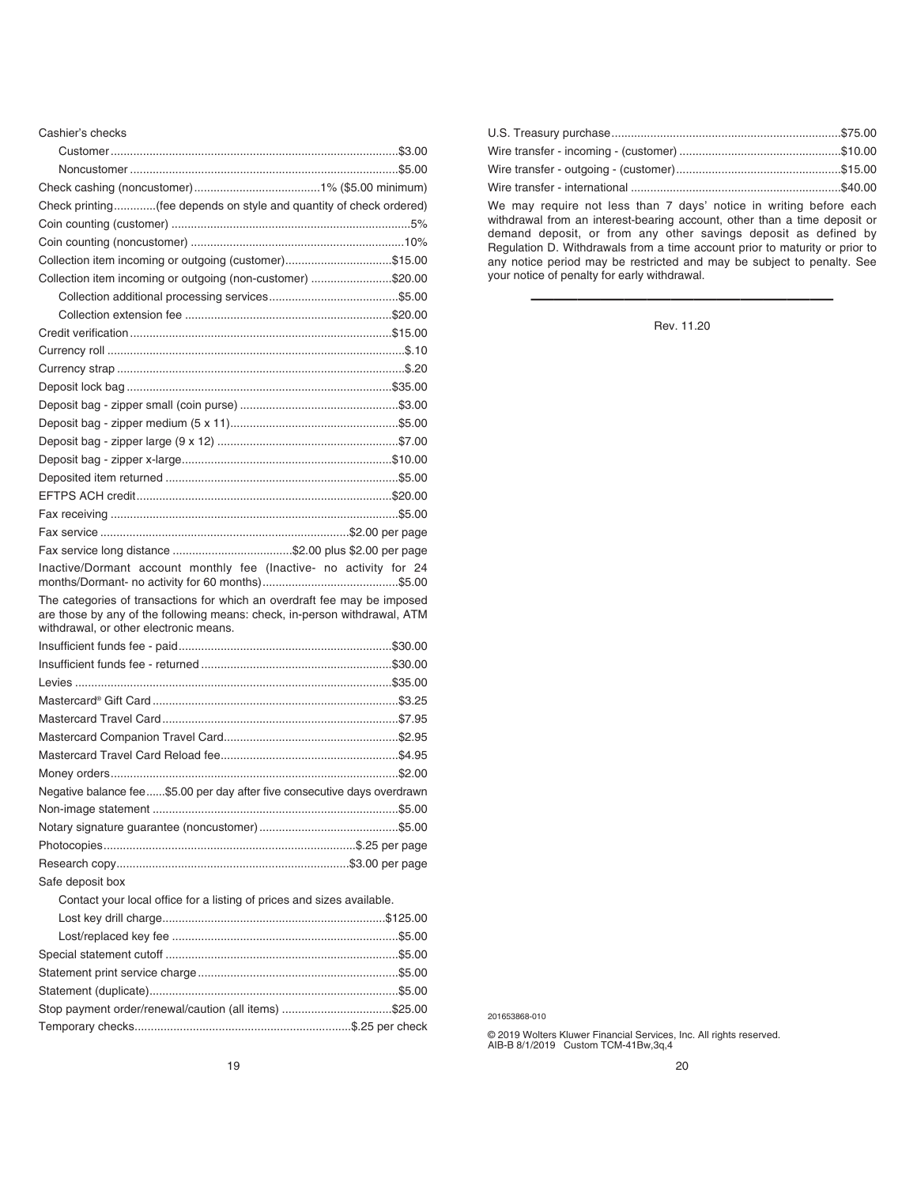Cashier's checks

| | |
|---|---|
| Customer | $3.00 |
| Noncustomer | $5.00 |
| Check cashing (noncustomer) | 1% ($5.00 minimum) |
| Check printing | (fee depends on style and quantity of check ordered) |
| Coin counting (customer) | 5% |
| Coin counting (noncustomer) | 10% |
| Collection item incoming or outgoing (customer) | $15.00 |
| Collection item incoming or outgoing (non-customer) | $20.00 |
| Collection additional processing services | $5.00 |
| Collection extension fee | $20.00 |
| Credit verification | $15.00 |
| Currency roll | $.10 |
| Currency strap | $.20 |
| Deposit lock bag | $35.00 |
| Deposit bag - zipper small (coin purse) | $3.00 |
| Deposit bag - zipper medium (5 x 11) | $5.00 |
| Deposit bag - zipper large (9 x 12) | $7.00 |
| Deposit bag - zipper x-large | $10.00 |
| Deposited item returned | $5.00 |
| EFTPS ACH credit | $20.00 |
| Fax receiving | $5.00 |
| Fax service | $2.00 per page |
| Fax service long distance | $2.00 plus $2.00 per page |
| Inactive/Dormant account monthly fee (Inactive- no activity for 24 months/Dormant- no activity for 60 months) | $5.00 |

The categories of transactions for which an overdraft fee may be imposed are those by any of the following means: check, in-person withdrawal, ATM withdrawal, or other electronic means.

| | |
|---|---|
| Insufficient funds fee - paid | $30.00 |
| Insufficient funds fee - returned | $30.00 |
| Levies | $35.00 |
| Mastercard® Gift Card | $3.25 |
| Mastercard Travel Card | $7.95 |
| Mastercard Companion Travel Card | $2.95 |
| Mastercard Travel Card Reload fee | $4.95 |
| Money orders | $2.00 |
| Negative balance fee | $5.00 per day after five consecutive days overdrawn |
| Non-image statement | $5.00 |
| Notary signature guarantee (noncustomer) | $5.00 |
| Photocopies | $.25 per page |
| Research copy | $3.00 per page |

Safe deposit box

Contact your local office for a listing of prices and sizes available.

| | |
|---|---|
| Lost key drill charge | $125.00 |
| Lost/replaced key fee | $5.00 |
| Special statement cutoff | $5.00 |
| Statement print service charge | $5.00 |
| Statement (duplicate) | $5.00 |
| Stop payment order/renewal/caution (all items) | $25.00 |
| Temporary checks | $.25 per check |
| U.S. Treasury purchase | $75.00 |
| Wire transfer - incoming - (customer) | $10.00 |
| Wire transfer - outgoing - (customer) | $15.00 |
| Wire transfer - international | $40.00 |

We may require not less than 7 days' notice in writing before each withdrawal from an interest-bearing account, other than a time deposit or demand deposit, or from any other savings deposit as defined by Regulation D. Withdrawals from a time account prior to maturity or prior to any notice period may be restricted and may be subject to penalty. See your notice of penalty for early withdrawal.

---

Rev. 11.20

201653868-010

© 2019 Wolters Kluwer Financial Services, Inc. All rights reserved.
AIB-B 8/1/2019 Custom TCM-41Bw,3q,4